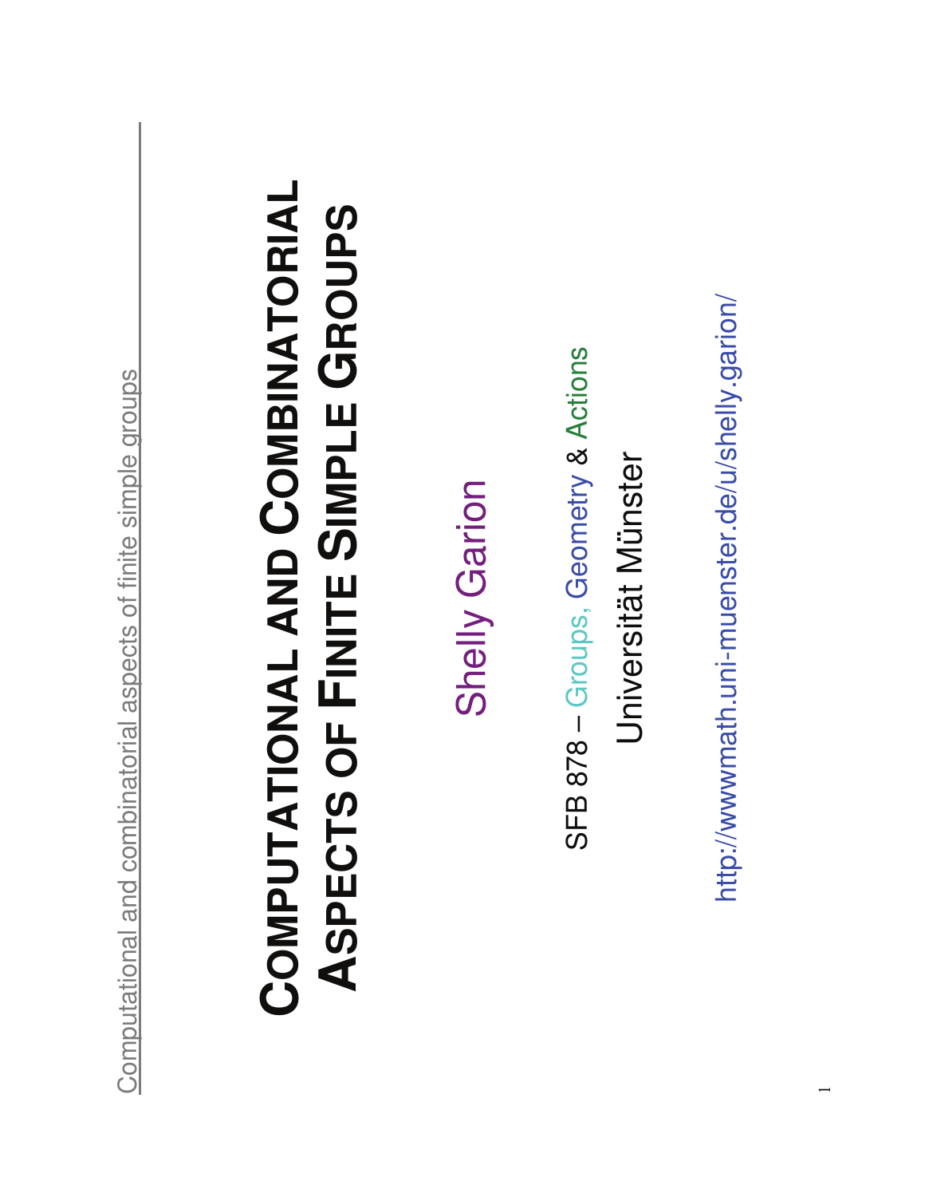# Computational and Combinatorial Aspects of Finite Simple Groups

Shelly Garion

SFB 878 – Groups, Geometry & Actions

Universität Münster

http://wwwmath.uni-muenster.de/u/shelly.garion/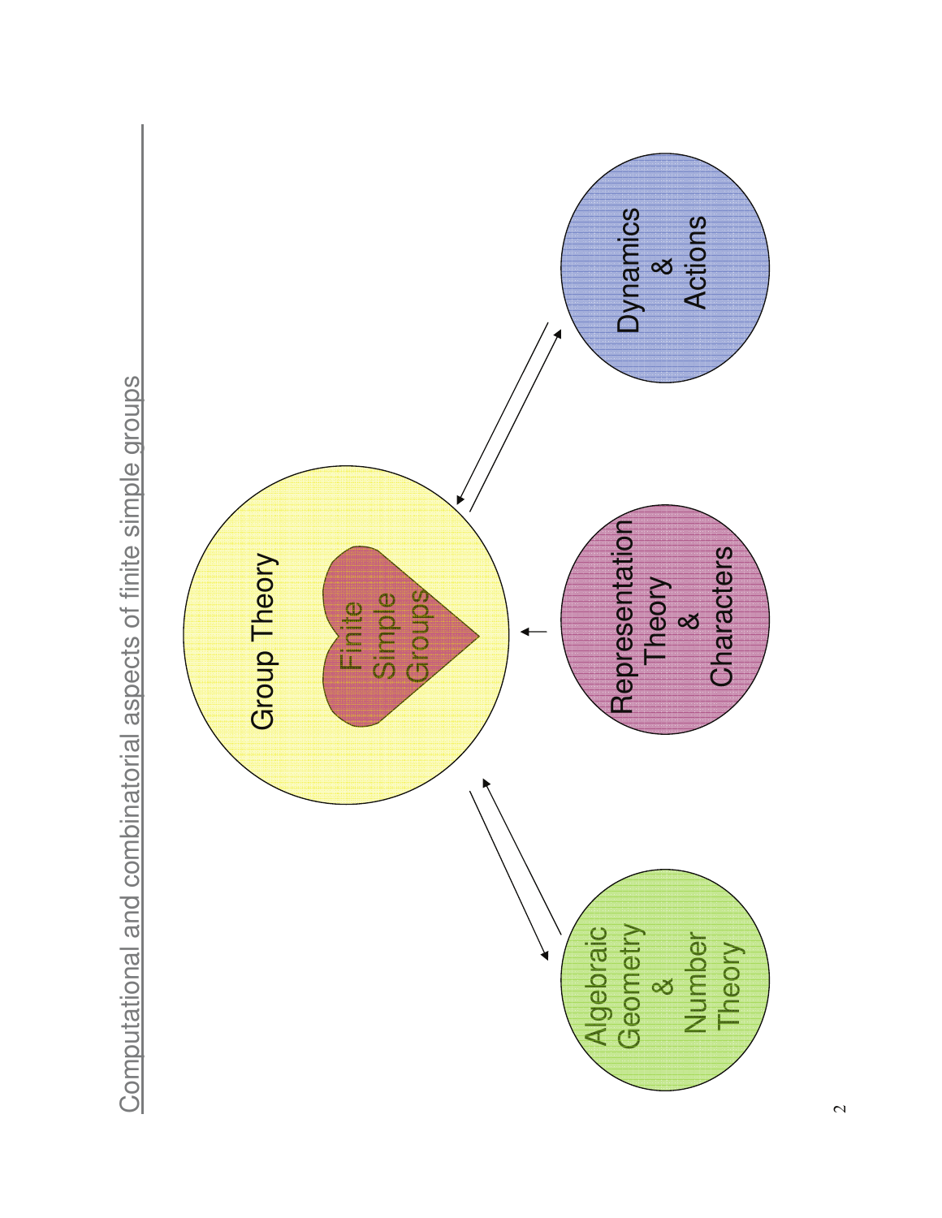# Computational and combinatorial aspects of finite simple groups

Group Theory

Finite Simple Groups

Algebraic Geometry & Number Theory

Representation Theory & Characters

Dynamics & Actions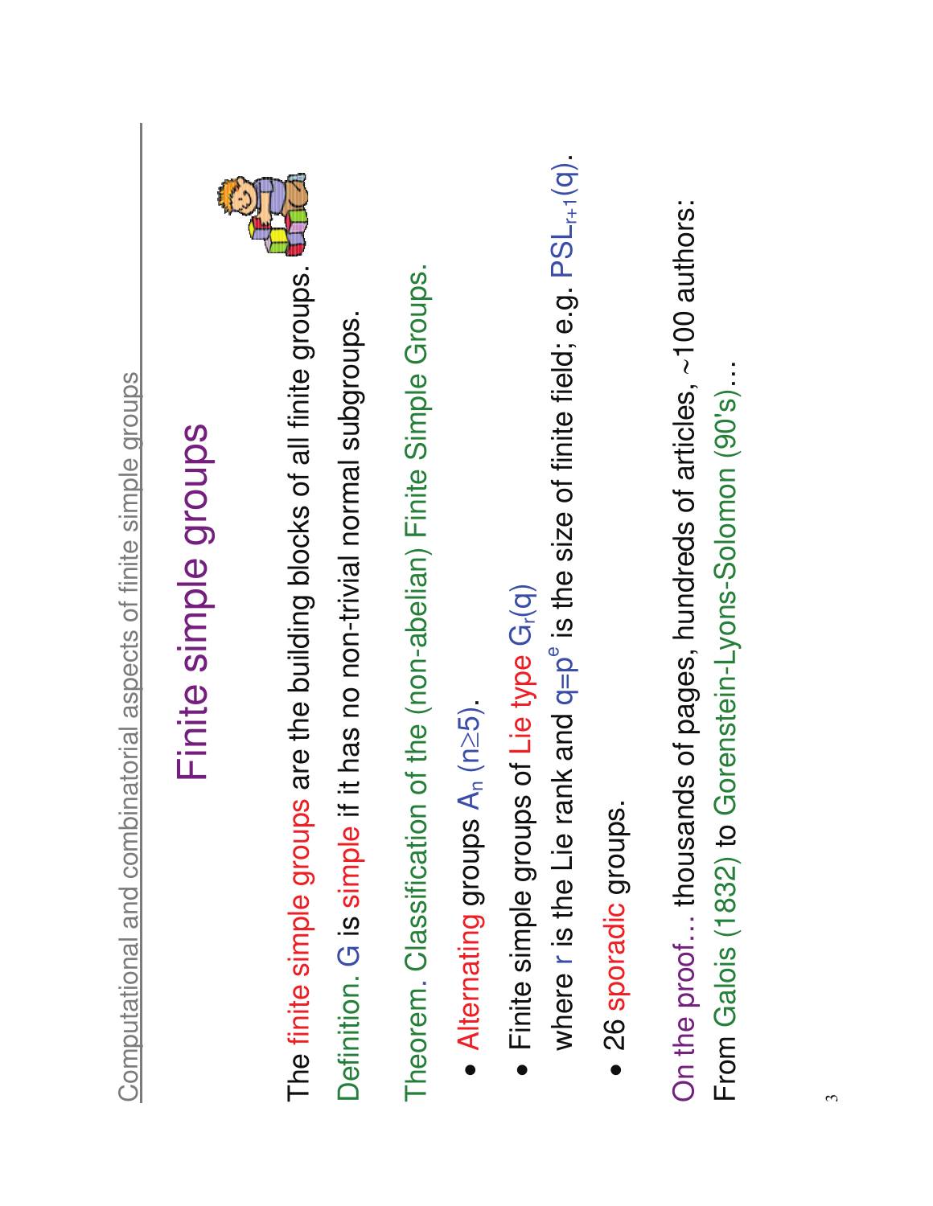# Finite simple groups

The finite simple groups are the building blocks of all finite groups.

Definition. $G$ is simple if it has no non-trivial normal subgroups.

Theorem. Classification of the (non-abelian) Finite Simple Groups.

- Alternating groups $A_n$ ($n \geq 5$).
- Finite simple groups of Lie type $G_r(q)$
  where $r$ is the Lie rank and $q=p^e$ is the size of finite field; e.g. $PSL_{r+1}(q)$.
- 26 sporadic groups.

On the proof… thousands of pages, hundreds of articles, ~100 authors:
From Galois (1832) to Gorenstein-Lyons-Solomon (90's)…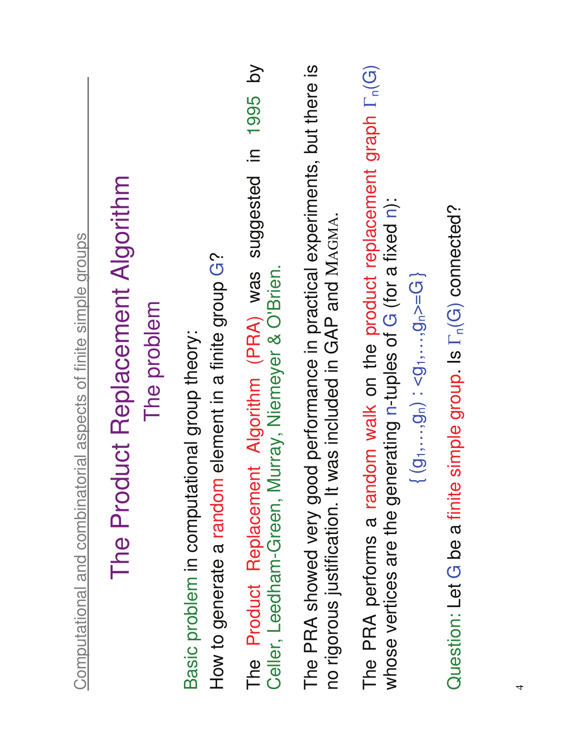# The Product Replacement Algorithm

## The problem

Basic problem in computational group theory:

How to generate a random element in a finite group $G$?

The Product Replacement Algorithm (PRA) was suggested in 1995 by Celler, Leedham-Green, Murray, Niemeyer & O'Brien.

The PRA showed very good performance in practical experiments, but there is no rigorous justification. It was included in GAP and MAGMA.

The PRA performs a random walk on the product replacement graph $\Gamma_n(G)$ whose vertices are the generating $n$-tuples of $G$ (for a fixed $n$):

$$\{ (g_1,\dots,g_n) : \langle g_1,\dots,g_n \rangle = G \}$$

Question: Let $G$ be a finite simple group. Is $\Gamma_n(G)$ connected?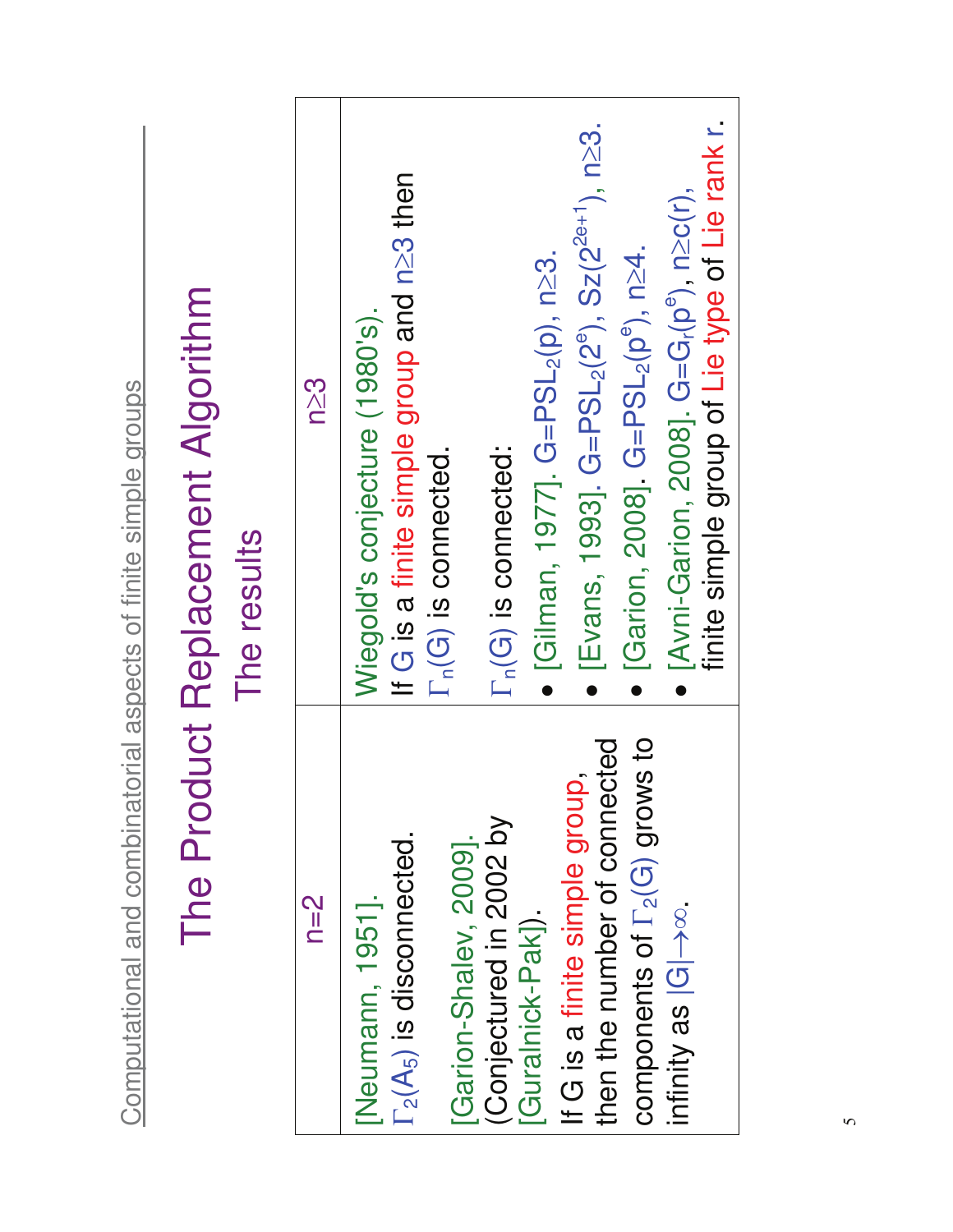# The Product Replacement Algorithm

## The results

| n=2 | n≥3 |
|---|---|
| [Neumann, 1951]. $\Gamma_2(A_5)$ is disconnected. <br><br> [Garion-Shalev, 2009]. (Conjectured in 2002 by [Guralnick-Pak]). <br> If G is a finite simple group, then the number of connected components of $\Gamma_2(G)$ grows to infinity as $\|G\| \to \infty$. | Wiegold's conjecture (1980's). <br> If G is a finite simple group and n≥3 then $\Gamma_n(G)$ is connected. <br><br> $\Gamma_n(G)$ is connected: <br> • [Gilman, 1977]. $G=PSL_2(p)$, n≥3. <br> • [Evans, 1993]. $G=PSL_2(2^e)$, $Sz(2^{2e+1})$, n≥3. <br> • [Garion, 2008]. $G=PSL_2(p^e)$, n≥4. <br> • [Avni-Garion, 2008]. $G=G_r(p^e)$, n≥c(r), finite simple group of Lie type of Lie rank r. |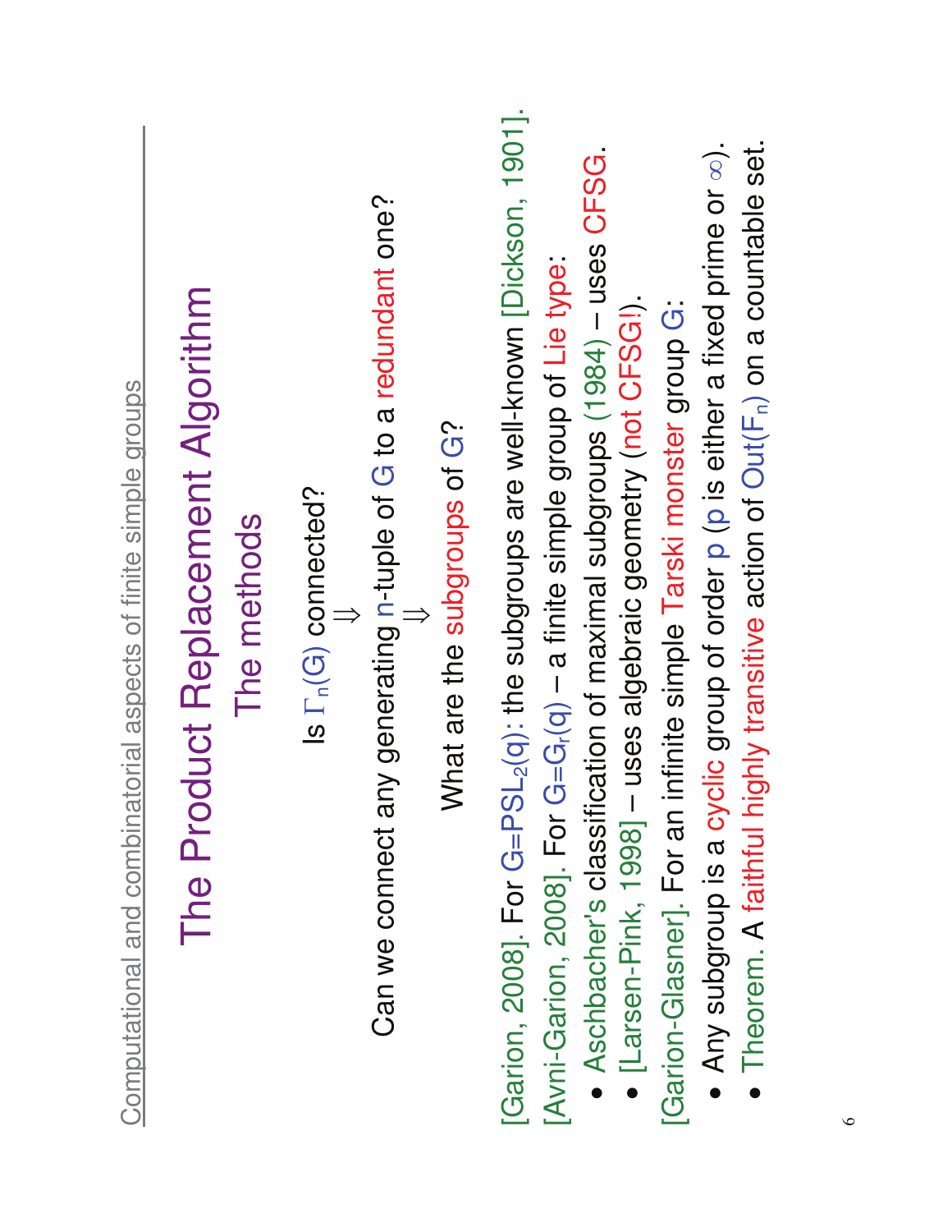# The Product Replacement Algorithm

## The methods

Is $\Gamma_n(G)$ connected?

$\Downarrow$

Can we connect any generating $n$-tuple of $G$ to a redundant one?

$\Downarrow$

What are the subgroups of $G$?

[Garion, 2008]. For $G = PSL_2(q)$: the subgroups are well-known [Dickson, 1901].

[Avni-Garion, 2008]. For $G = G_r(q)$ – a finite simple group of Lie type:

- Aschbacher's classification of maximal subgroups (1984) – uses CFSG.
- [Larsen-Pink, 1998] – uses algebraic geometry (not CFSG!).

[Garion-Glasner]. For an infinite simple Tarski monster group $G$:

- Any subgroup is a cyclic group of order $p$ ($p$ is either a fixed prime or $\infty$).
- Theorem. A faithful highly transitive action of $Out(F_n)$ on a countable set.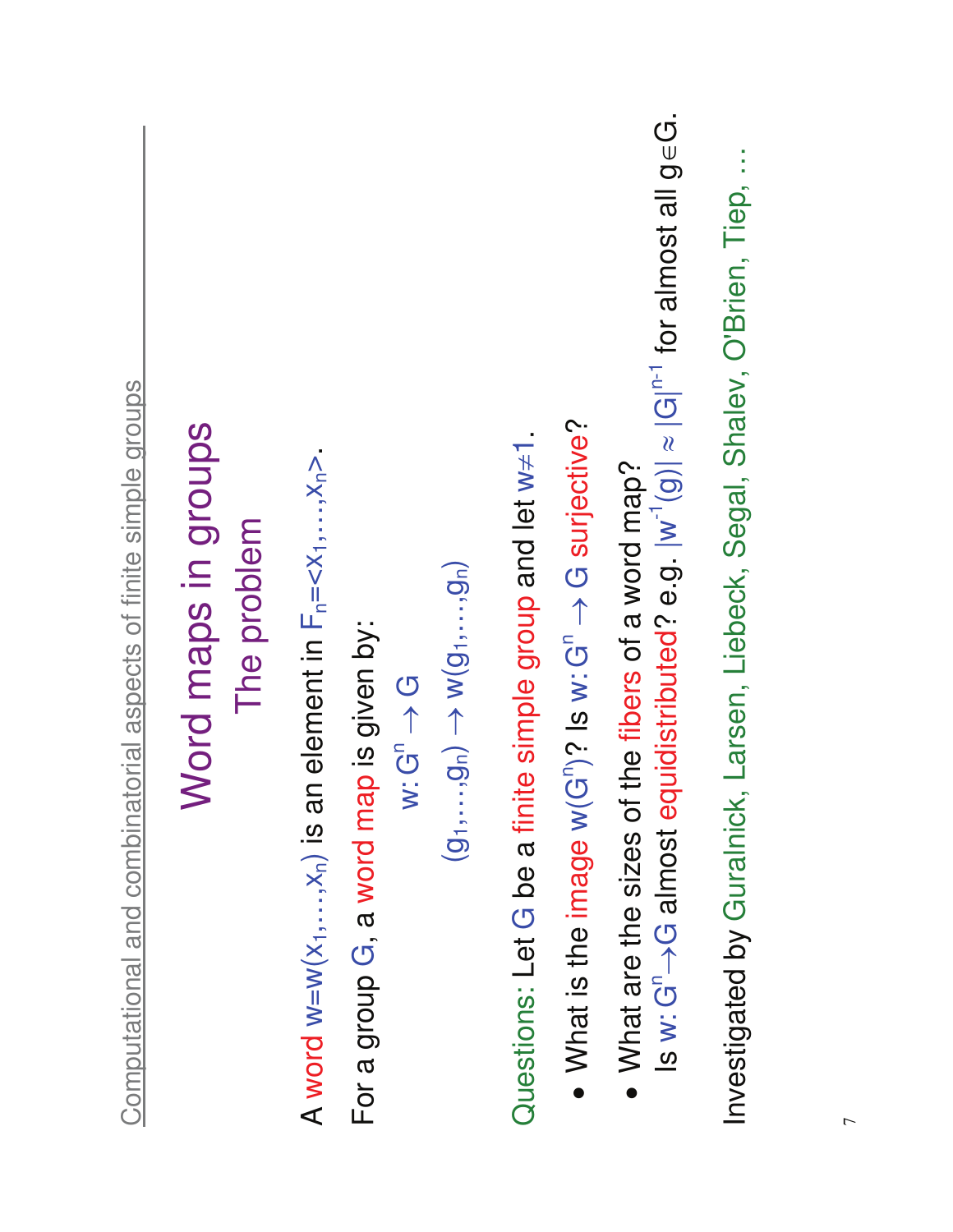# Word maps in groups

## The problem

A word $w=w(x_1,\ldots,x_n)$ is an element in $F_n=\langle x_1,\ldots,x_n\rangle$.

For a group G, a word map is given by:

$$w: G^n \to G$$

$$(g_1,\ldots,g_n) \to w(g_1,\ldots,g_n)$$

Questions: Let G be a finite simple group and let $w\neq 1$.

- What is the image $w(G^n)$? Is $w: G^n \to G$ surjective?
- What are the sizes of the fibers of a word map? Is $w: G^n \to G$ almost equidistributed? e.g. $|w^{-1}(g)| \approx |G|^{n-1}$ for almost all $g\in G$.

Investigated by Guralnick, Larsen, Liebeck, Segal, Shalev, O'Brien, Tiep, …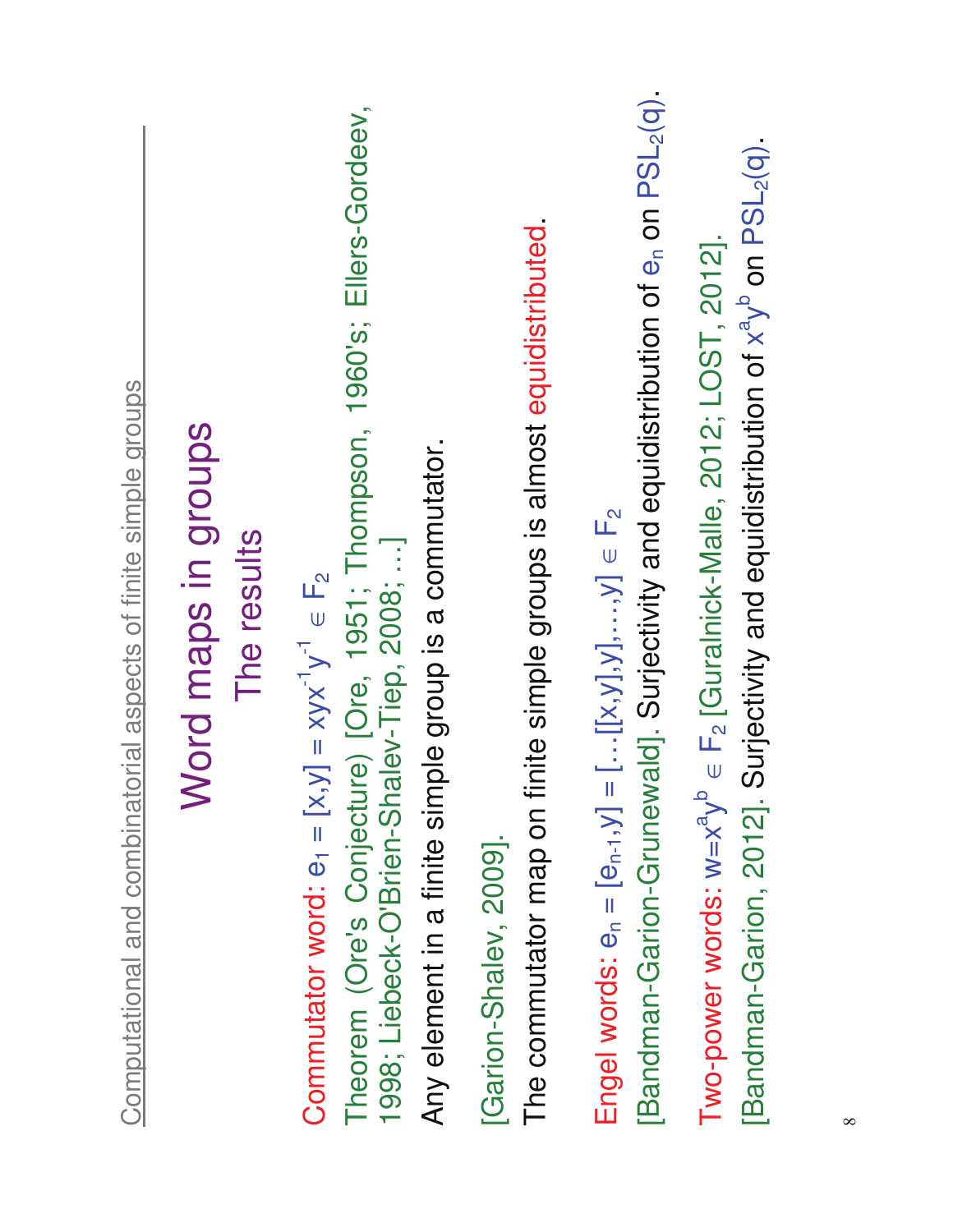# Word maps in groups

## The results

Commutator word: $e_1 = [x,y] = xyx^{-1}y^{-1} \in F_2$

Theorem (Ore's Conjecture) [Ore, 1951; Thompson, 1960's; Ellers-Gordeev, 1998; Liebeck-O'Brien-Shalev-Tiep, 2008; ...]

Any element in a finite simple group is a commutator.

[Garion-Shalev, 2009].

The commutator map on finite simple groups is almost equidistributed.

Engel words: $e_n = [e_{n-1},y] = [\ldots[[x,y],y],\ldots,y] \in F_2$

[Bandman-Garion-Grunewald]. Surjectivity and equidistribution of $e_n$ on $PSL_2(q)$.

Two-power words: $w = x^a y^b \in F_2$ [Guralnick-Malle, 2012; LOST, 2012].

[Bandman-Garion, 2012]. Surjectivity and equidistribution of $x^a y^b$ on $PSL_2(q)$.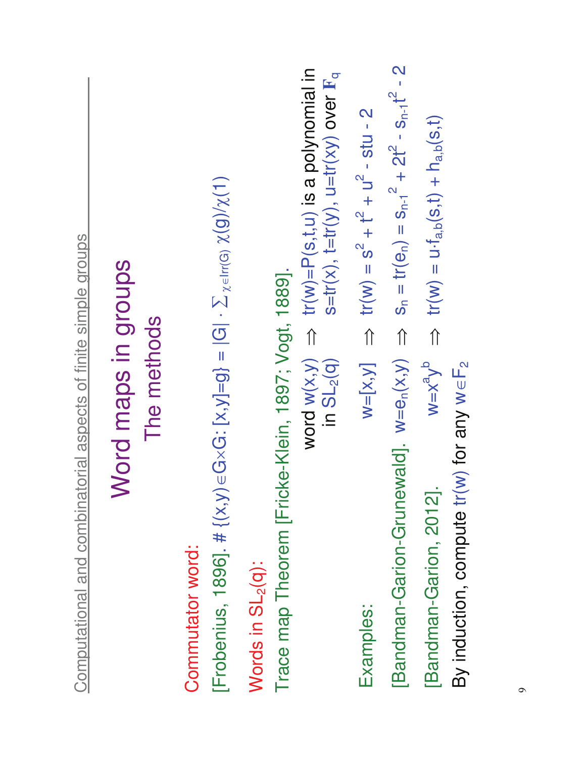# Word maps in groups

## The methods

**Commutator word:**

[Frobenius, 1896]. $\#\{(x,y)\in G\times G: [x,y]=g\} = |G| \cdot \sum_{\chi\in \mathrm{Irr}(G)} \chi(g)/\chi(1)$

**Words in $SL_2(q)$:**

Trace map Theorem [Fricke-Klein, 1897; Vogt, 1889].

word $w(x,y)$ in $SL_2(q)$ $\Rightarrow$ $tr(w)=P(s,t,u)$ is a polynomial in $s=tr(x)$, $t=tr(y)$, $u=tr(xy)$ over $\mathbf{F}_q$

Examples: $w=[x,y]$ $\Rightarrow$ $tr(w) = s^2 + t^2 + u^2 - stu - 2$

[Bandman-Garion-Grunewald]. $w=e_n(x,y)$ $\Rightarrow$ $s_n = tr(e_n) = s_{n-1}^2 + 2t^2 - s_{n-1}t^2 - 2$

[Bandman-Garion, 2012]. $w=x^a y^b$ $\Rightarrow$ $tr(w) = u\cdot f_{a,b}(s,t) + h_{a,b}(s,t)$

By induction, compute $tr(w)$ for any $w\in F_2$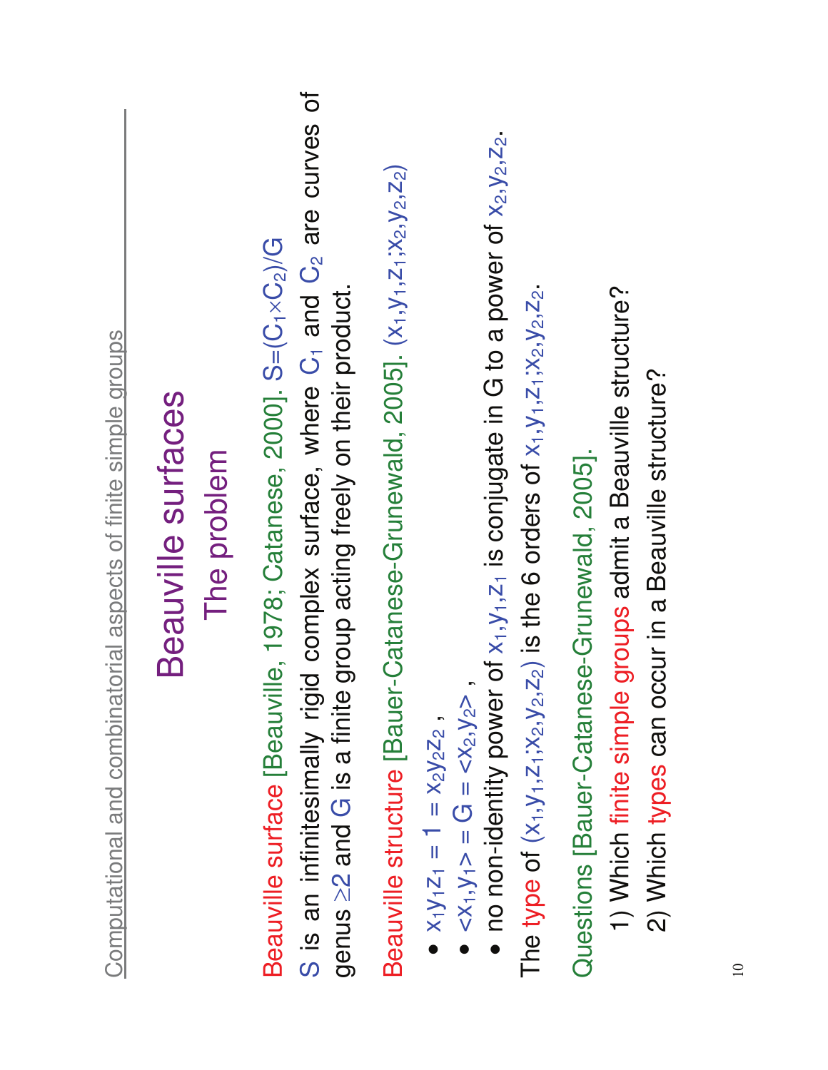# Beauville surfaces

## The problem

Beauville surface [Beauville, 1978; Catanese, 2000]. $S=(C_1 \times C_2)/G$

$S$ is an infinitesimally rigid complex surface, where $C_1$ and $C_2$ are curves of genus $\geq 2$ and $G$ is a finite group acting freely on their product.

Beauville structure [Bauer-Catanese-Grunewald, 2005]. $(x_1,y_1,z_1;x_2,y_2,z_2)$

- $x_1y_1z_1 = 1 = x_2y_2z_2$ ,
- $\langle x_1,y_1 \rangle = G = \langle x_2,y_2 \rangle$ ,
- no non-identity power of $x_1,y_1,z_1$ is conjugate in $G$ to a power of $x_2,y_2,z_2$.

The type of $(x_1,y_1,z_1;x_2,y_2,z_2)$ is the 6 orders of $x_1,y_1,z_1;x_2,y_2,z_2$.

Questions [Bauer-Catanese-Grunewald, 2005].

1) Which finite simple groups admit a Beauville structure?

2) Which types can occur in a Beauville structure?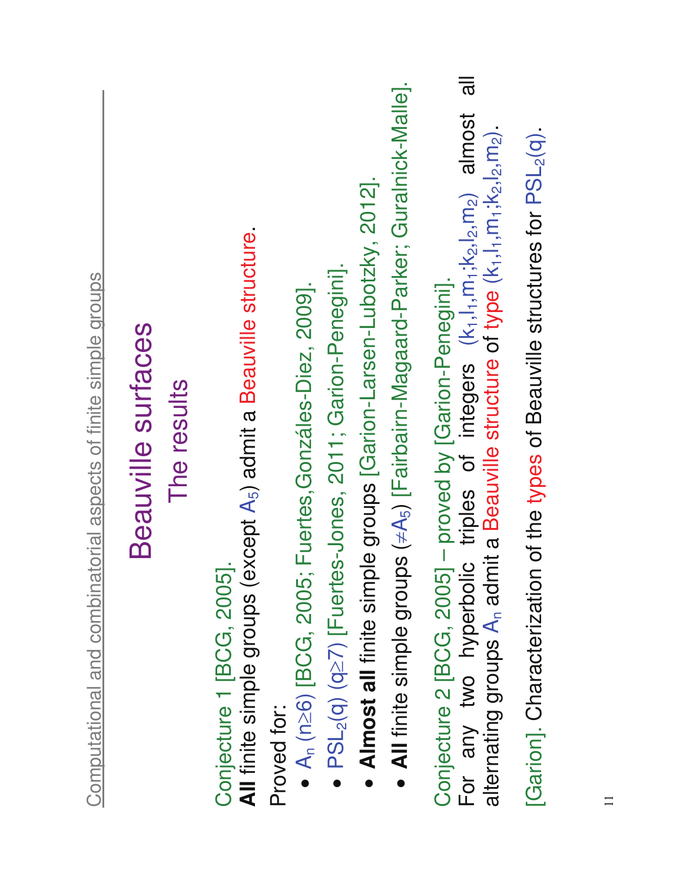# Beauville surfaces

## The results

Conjecture 1 [BCG, 2005].
**All** finite simple groups (except $A_5$) admit a Beauville structure.

Proved for:

- $A_n$ ($n \geq 6$) [BCG, 2005; Fuertes,Gonzáles-Diez, 2009].
- $PSL_2(q)$ ($q \geq 7$) [Fuertes-Jones, 2011; Garion-Penegini].
- **Almost all** finite simple groups [Garion-Larsen-Lubotzky, 2012].
- **All** finite simple groups ($\neq A_5$) [Fairbairn-Magaard-Parker; Guralnick-Malle].

Conjecture 2 [BCG, 2005] – proved by [Garion-Penegini].
For any two hyperbolic triples of integers $(k_1,l_1,m_1;k_2,l_2,m_2)$ almost all alternating groups $A_n$ admit a Beauville structure of type $(k_1,l_1,m_1;k_2,l_2,m_2)$.

[Garion]. Characterization of the types of Beauville structures for $PSL_2(q)$.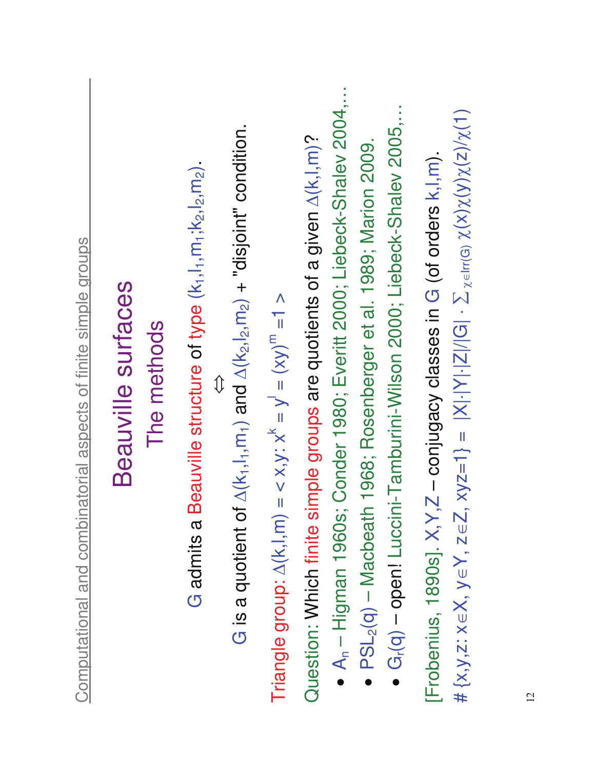# Beauville surfaces

## The methods

$G$ admits a Beauville structure of type $(k_1,l_1,m_1;k_2,l_2,m_2)$.

$$\Updownarrow$$

$G$ is a quotient of $\Delta(k_1,l_1,m_1)$ and $\Delta(k_2,l_2,m_2)$ + "disjoint" condition.

Triangle group: $\Delta(k,l,m) = \langle x,y : x^k = y^l = (xy)^m = 1 \rangle$

Question: Which finite simple groups are quotients of a given $\Delta(k,l,m)$?

- $A_n$ – Higman 1960s; Conder 1980; Everitt 2000; Liebeck-Shalev 2004,…
- $PSL_2(q)$ – Macbeath 1968; Rosenberger et al. 1989; Marion 2009.
- $G_r(q)$ – open! Luccini-Tamburini-Wilson 2000; Liebeck-Shalev 2005,…

[Frobenius, 1890s]. $X,Y,Z$ – conjugacy classes in $G$ (of orders $k,l,m$).

$\# \{x,y,z: x \in X, y \in Y, z \in Z, xyz=1\} = |X| \cdot |Y| \cdot |Z| / |G| \cdot \sum_{\chi \in \mathrm{Irr}(G)} \chi(x)\chi(y)\chi(z)/\chi(1)$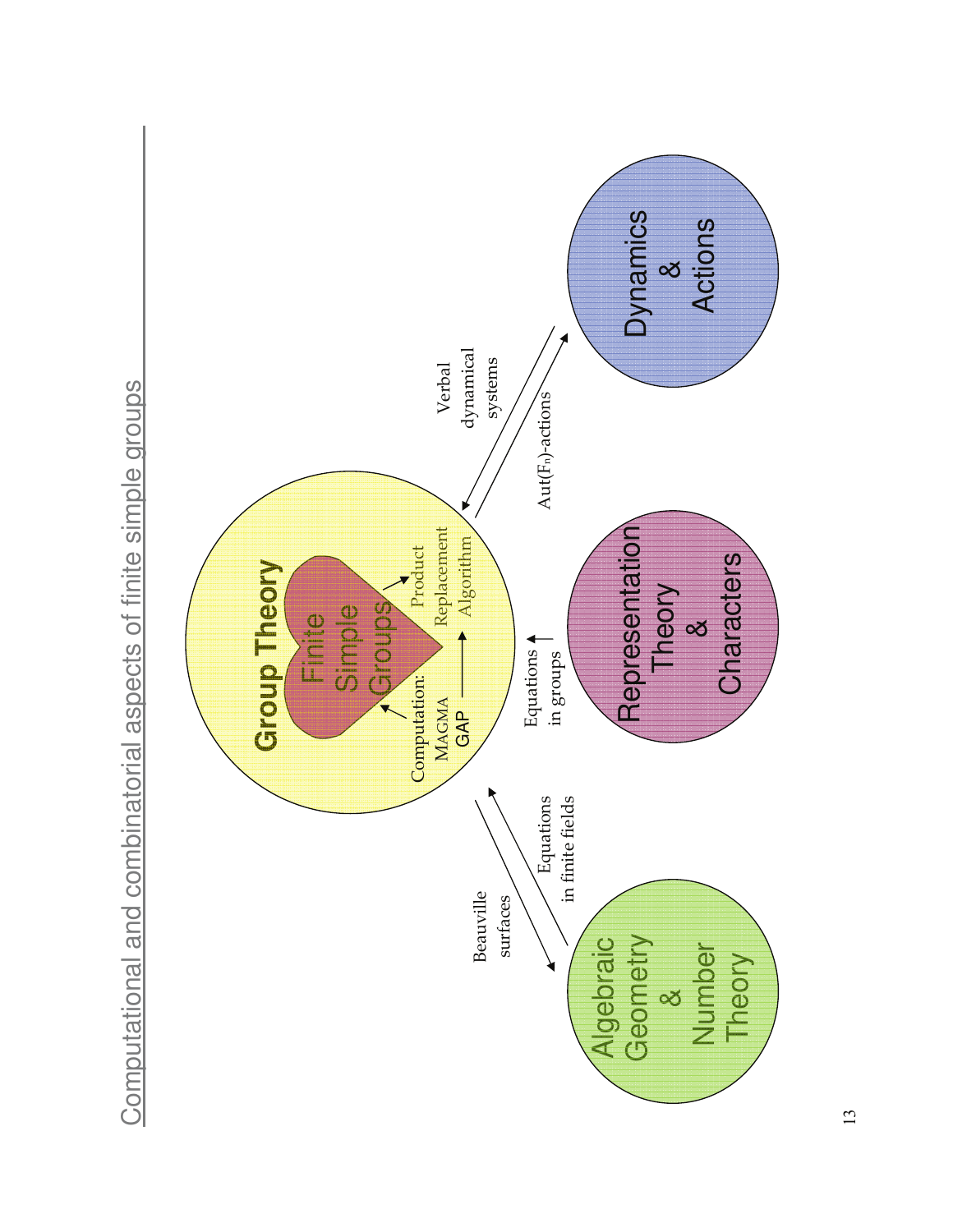# Computational and combinatorial aspects of finite simple groups

**Group Theory**

Finite Simple Groups

Computation: MAGMA GAP

Product Replacement Algorithm

Algebraic Geometry & Number Theory

Beauville surfaces

Equations in finite fields

Representation Theory & Characters

Equations in groups

Dynamics & Actions

Verbal dynamical systems

$\mathrm{Aut}(F_n)$-actions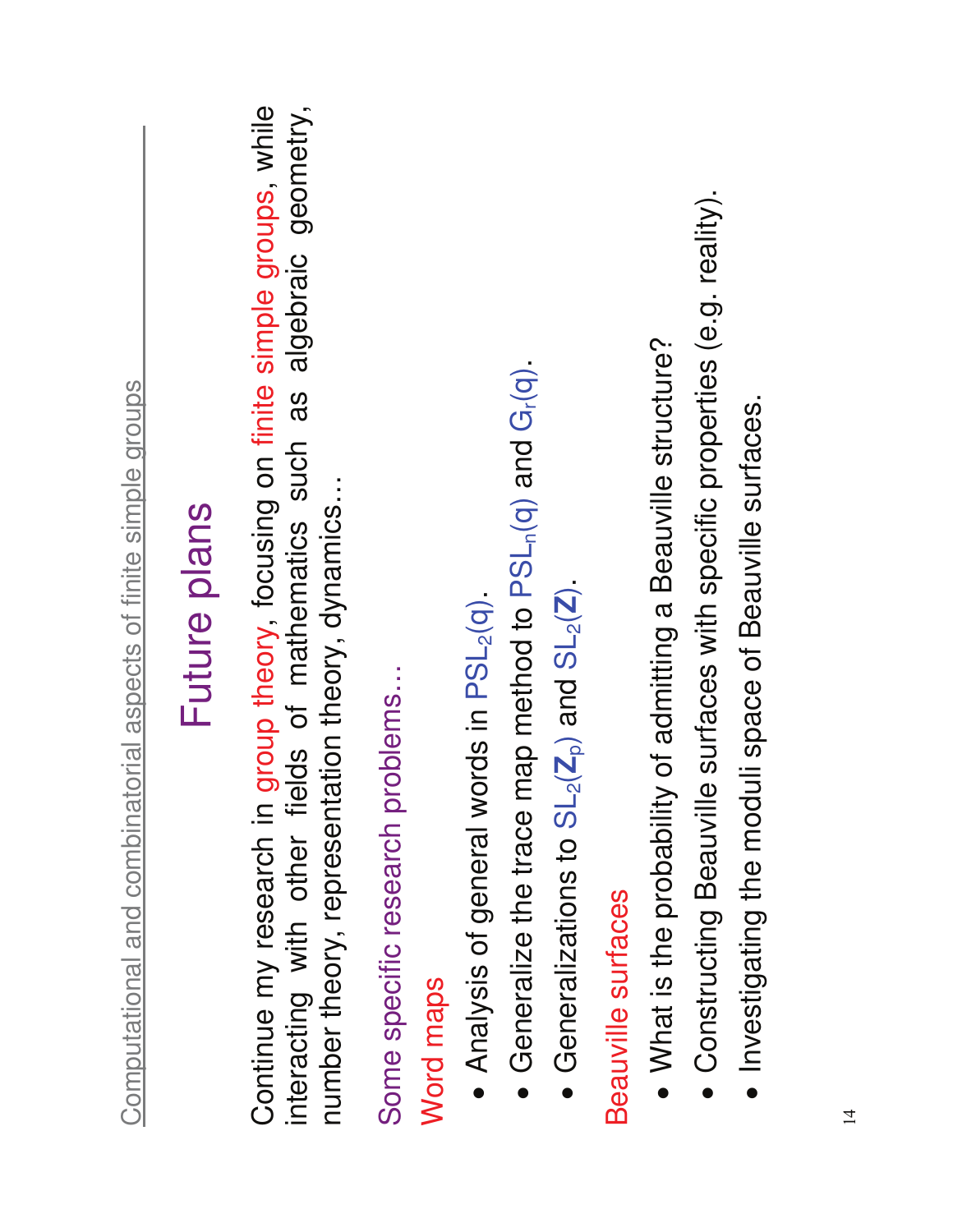# Future plans

Continue my research in group theory, focusing on finite simple groups, while interacting with other fields of mathematics such as algebraic geometry, number theory, representation theory, dynamics...

## Some specific research problems...

### Word maps

- Analysis of general words in $PSL_2(q)$.
- Generalize the trace map method to $PSL_n(q)$ and $G_r(q)$.
- Generalizations to $SL_2(\mathbf{Z}_p)$ and $SL_2(\mathbf{Z})$.

### Beauville surfaces

- What is the probability of admitting a Beauville structure?
- Constructing Beauville surfaces with specific properties (e.g. reality).
- Investigating the moduli space of Beauville surfaces.